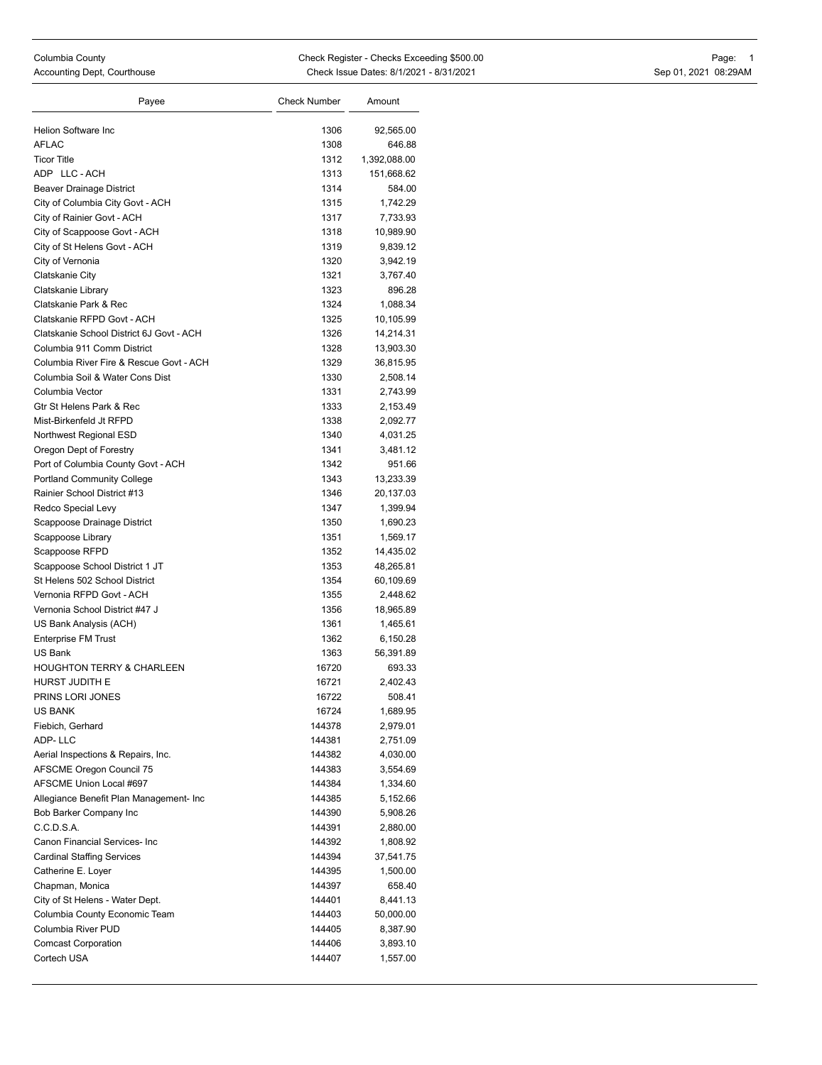Columbia County
Accounting Dept, Courthouse

Check Register - Checks Exceeding $500.00
Check Issue Dates: 8/1/2021 - 8/31/2021

Sep 01, 2021 08:29AM

| Payee | Check Number | Amount |
|---|---|---|
| Helion Software Inc | 1306 | 92,565.00 |
| AFLAC | 1308 | 646.88 |
| Ticor Title | 1312 | 1,392,088.00 |
| ADP LLC - ACH | 1313 | 151,668.62 |
| Beaver Drainage District | 1314 | 584.00 |
| City of Columbia City Govt - ACH | 1315 | 1,742.29 |
| City of Rainier Govt - ACH | 1317 | 7,733.93 |
| City of Scappoose Govt - ACH | 1318 | 10,989.90 |
| City of St Helens Govt - ACH | 1319 | 9,839.12 |
| City of Vernonia | 1320 | 3,942.19 |
| Clatskanie City | 1321 | 3,767.40 |
| Clatskanie Library | 1323 | 896.28 |
| Clatskanie Park & Rec | 1324 | 1,088.34 |
| Clatskanie RFPD Govt - ACH | 1325 | 10,105.99 |
| Clatskanie School District 6J Govt - ACH | 1326 | 14,214.31 |
| Columbia 911 Comm District | 1328 | 13,903.30 |
| Columbia River Fire & Rescue Govt - ACH | 1329 | 36,815.95 |
| Columbia Soil & Water Cons Dist | 1330 | 2,508.14 |
| Columbia Vector | 1331 | 2,743.99 |
| Gtr St Helens Park & Rec | 1333 | 2,153.49 |
| Mist-Birkenfeld Jt RFPD | 1338 | 2,092.77 |
| Northwest Regional ESD | 1340 | 4,031.25 |
| Oregon Dept of Forestry | 1341 | 3,481.12 |
| Port of Columbia County Govt - ACH | 1342 | 951.66 |
| Portland Community College | 1343 | 13,233.39 |
| Rainier School District #13 | 1346 | 20,137.03 |
| Redco Special Levy | 1347 | 1,399.94 |
| Scappoose Drainage District | 1350 | 1,690.23 |
| Scappoose Library | 1351 | 1,569.17 |
| Scappoose RFPD | 1352 | 14,435.02 |
| Scappoose School District 1 JT | 1353 | 48,265.81 |
| St Helens 502 School District | 1354 | 60,109.69 |
| Vernonia RFPD Govt - ACH | 1355 | 2,448.62 |
| Vernonia School District #47 J | 1356 | 18,965.89 |
| US Bank Analysis (ACH) | 1361 | 1,465.61 |
| Enterprise FM Trust | 1362 | 6,150.28 |
| US Bank | 1363 | 56,391.89 |
| HOUGHTON TERRY & CHARLEEN | 16720 | 693.33 |
| HURST JUDITH E | 16721 | 2,402.43 |
| PRINS LORI JONES | 16722 | 508.41 |
| US BANK | 16724 | 1,689.95 |
| Fiebich, Gerhard | 144378 | 2,979.01 |
| ADP- LLC | 144381 | 2,751.09 |
| Aerial Inspections & Repairs, Inc. | 144382 | 4,030.00 |
| AFSCME Oregon Council 75 | 144383 | 3,554.69 |
| AFSCME Union Local #697 | 144384 | 1,334.60 |
| Allegiance Benefit Plan Management- Inc | 144385 | 5,152.66 |
| Bob Barker Company Inc | 144390 | 5,908.26 |
| C.C.D.S.A. | 144391 | 2,880.00 |
| Canon Financial Services- Inc | 144392 | 1,808.92 |
| Cardinal Staffing Services | 144394 | 37,541.75 |
| Catherine E. Loyer | 144395 | 1,500.00 |
| Chapman, Monica | 144397 | 658.40 |
| City of St Helens - Water Dept. | 144401 | 8,441.13 |
| Columbia County Economic Team | 144403 | 50,000.00 |
| Columbia River PUD | 144405 | 8,387.90 |
| Comcast Corporation | 144406 | 3,893.10 |
| Cortech USA | 144407 | 1,557.00 |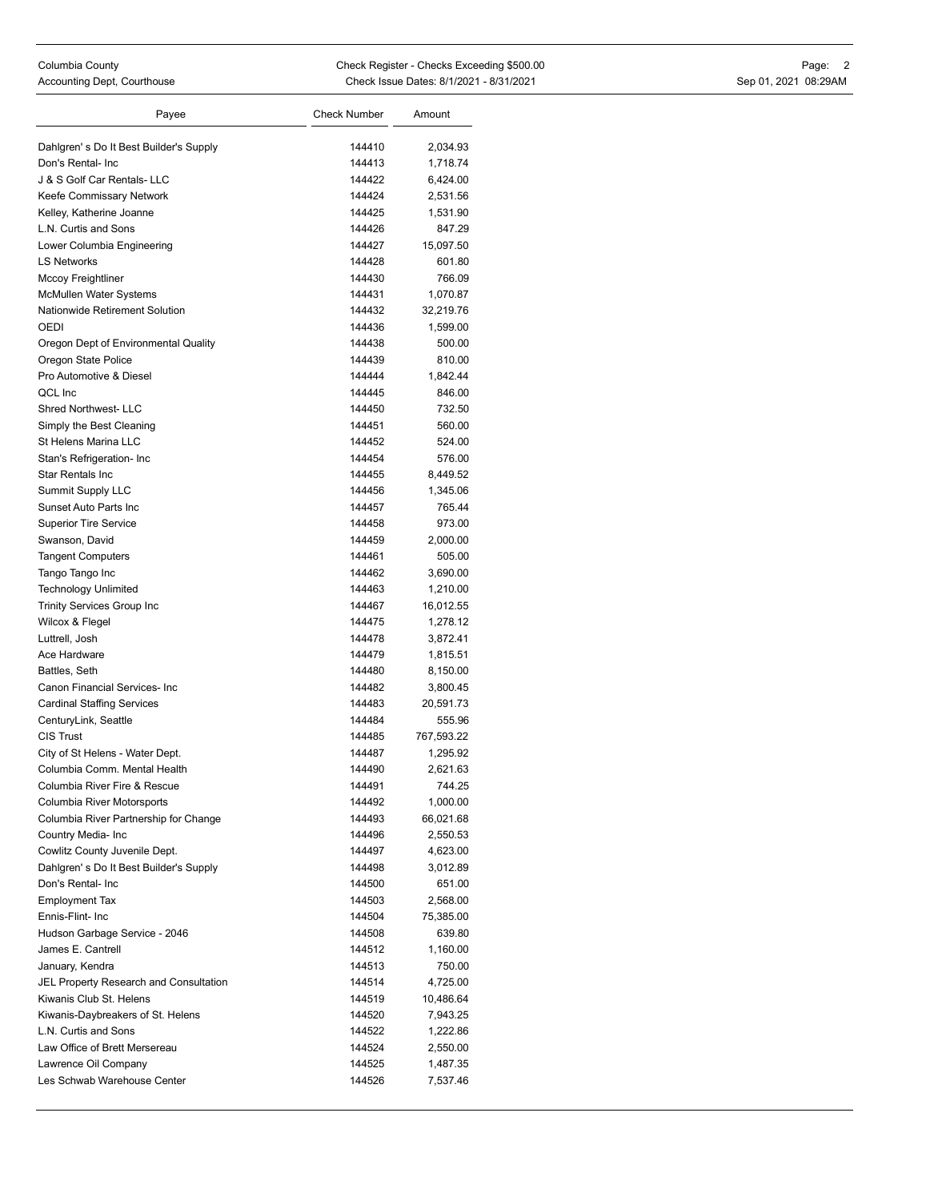| Payee | Check Number | Amount |
| --- | --- | --- |
| Dahlgren' s Do It Best Builder's Supply | 144410 | 2,034.93 |
| Don's Rental- Inc | 144413 | 1,718.74 |
| J & S Golf Car Rentals- LLC | 144422 | 6,424.00 |
| Keefe Commissary Network | 144424 | 2,531.56 |
| Kelley, Katherine Joanne | 144425 | 1,531.90 |
| L.N. Curtis and Sons | 144426 | 847.29 |
| Lower Columbia Engineering | 144427 | 15,097.50 |
| LS Networks | 144428 | 601.80 |
| Mccoy Freightliner | 144430 | 766.09 |
| McMullen Water Systems | 144431 | 1,070.87 |
| Nationwide Retirement Solution | 144432 | 32,219.76 |
| OEDI | 144436 | 1,599.00 |
| Oregon Dept of Environmental Quality | 144438 | 500.00 |
| Oregon State Police | 144439 | 810.00 |
| Pro Automotive & Diesel | 144444 | 1,842.44 |
| QCL Inc | 144445 | 846.00 |
| Shred Northwest- LLC | 144450 | 732.50 |
| Simply the Best Cleaning | 144451 | 560.00 |
| St Helens Marina LLC | 144452 | 524.00 |
| Stan's Refrigeration- Inc | 144454 | 576.00 |
| Star Rentals Inc | 144455 | 8,449.52 |
| Summit Supply LLC | 144456 | 1,345.06 |
| Sunset Auto Parts Inc | 144457 | 765.44 |
| Superior Tire Service | 144458 | 973.00 |
| Swanson, David | 144459 | 2,000.00 |
| Tangent Computers | 144461 | 505.00 |
| Tango Tango Inc | 144462 | 3,690.00 |
| Technology Unlimited | 144463 | 1,210.00 |
| Trinity Services Group Inc | 144467 | 16,012.55 |
| Wilcox & Flegel | 144475 | 1,278.12 |
| Luttrell, Josh | 144478 | 3,872.41 |
| Ace Hardware | 144479 | 1,815.51 |
| Battles, Seth | 144480 | 8,150.00 |
| Canon Financial Services- Inc | 144482 | 3,800.45 |
| Cardinal Staffing Services | 144483 | 20,591.73 |
| CenturyLink, Seattle | 144484 | 555.96 |
| CIS Trust | 144485 | 767,593.22 |
| City of St Helens - Water Dept. | 144487 | 1,295.92 |
| Columbia Comm. Mental Health | 144490 | 2,621.63 |
| Columbia River Fire & Rescue | 144491 | 744.25 |
| Columbia River Motorsports | 144492 | 1,000.00 |
| Columbia River Partnership for Change | 144493 | 66,021.68 |
| Country Media- Inc | 144496 | 2,550.53 |
| Cowlitz County Juvenile Dept. | 144497 | 4,623.00 |
| Dahlgren' s Do It Best Builder's Supply | 144498 | 3,012.89 |
| Don's Rental- Inc | 144500 | 651.00 |
| Employment Tax | 144503 | 2,568.00 |
| Ennis-Flint- Inc | 144504 | 75,385.00 |
| Hudson Garbage Service - 2046 | 144508 | 639.80 |
| James E. Cantrell | 144512 | 1,160.00 |
| January, Kendra | 144513 | 750.00 |
| JEL Property Research and Consultation | 144514 | 4,725.00 |
| Kiwanis Club St. Helens | 144519 | 10,486.64 |
| Kiwanis-Daybreakers of St. Helens | 144520 | 7,943.25 |
| L.N. Curtis and Sons | 144522 | 1,222.86 |
| Law Office of Brett Mersereau | 144524 | 2,550.00 |
| Lawrence Oil Company | 144525 | 1,487.35 |
| Les Schwab Warehouse Center | 144526 | 7,537.46 |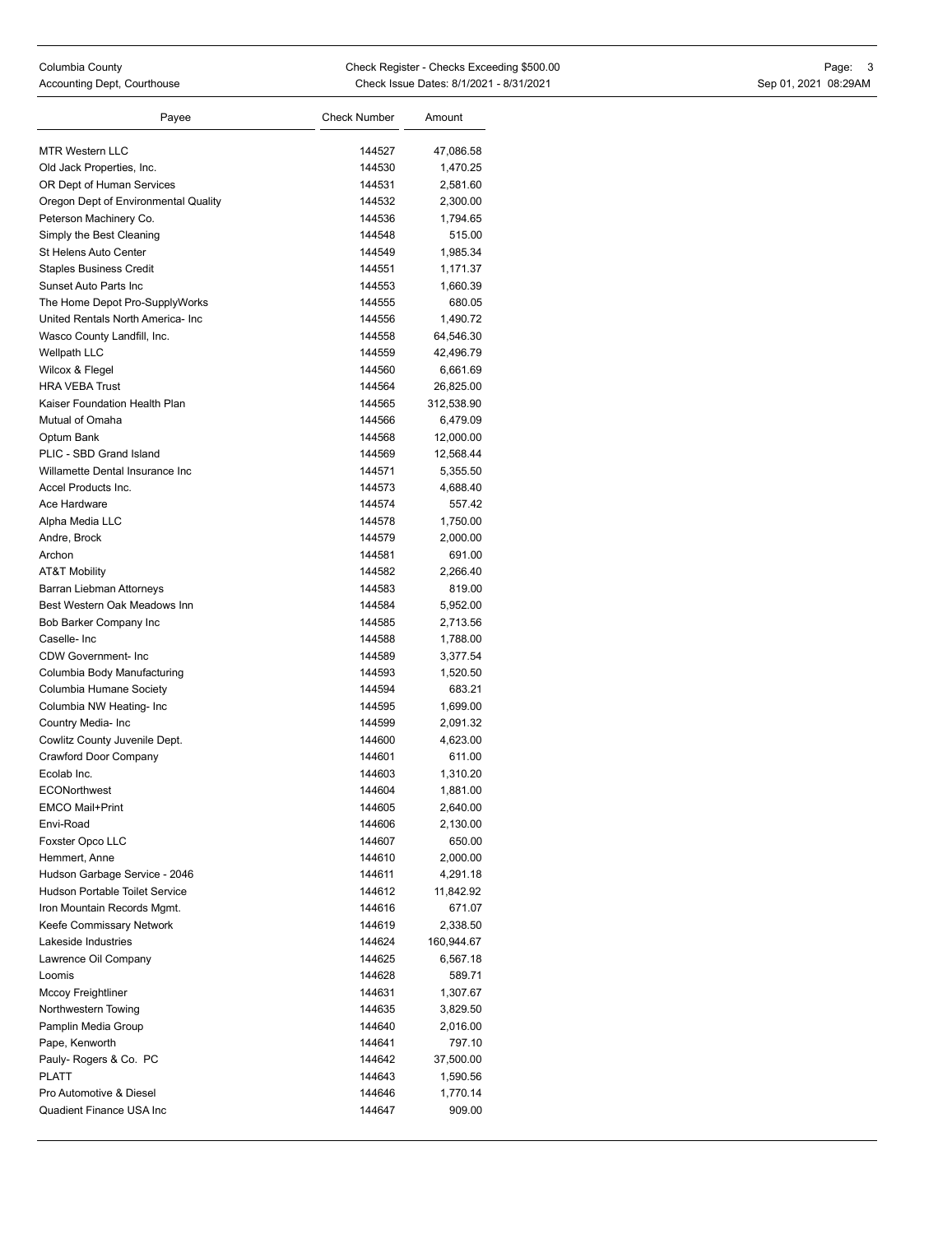| Payee | Check Number | Amount |
|---|---|---|
| MTR Western LLC | 144527 | 47,086.58 |
| Old Jack Properties, Inc. | 144530 | 1,470.25 |
| OR Dept of Human Services | 144531 | 2,581.60 |
| Oregon Dept of Environmental Quality | 144532 | 2,300.00 |
| Peterson Machinery Co. | 144536 | 1,794.65 |
| Simply the Best Cleaning | 144548 | 515.00 |
| St Helens Auto Center | 144549 | 1,985.34 |
| Staples Business Credit | 144551 | 1,171.37 |
| Sunset Auto Parts Inc | 144553 | 1,660.39 |
| The Home Depot Pro-SupplyWorks | 144555 | 680.05 |
| United Rentals North America- Inc | 144556 | 1,490.72 |
| Wasco County Landfill, Inc. | 144558 | 64,546.30 |
| Wellpath LLC | 144559 | 42,496.79 |
| Wilcox & Flegel | 144560 | 6,661.69 |
| HRA VEBA Trust | 144564 | 26,825.00 |
| Kaiser Foundation Health Plan | 144565 | 312,538.90 |
| Mutual of Omaha | 144566 | 6,479.09 |
| Optum Bank | 144568 | 12,000.00 |
| PLIC - SBD Grand Island | 144569 | 12,568.44 |
| Willamette Dental Insurance Inc | 144571 | 5,355.50 |
| Accel Products Inc. | 144573 | 4,688.40 |
| Ace Hardware | 144574 | 557.42 |
| Alpha Media LLC | 144578 | 1,750.00 |
| Andre, Brock | 144579 | 2,000.00 |
| Archon | 144581 | 691.00 |
| AT&T Mobility | 144582 | 2,266.40 |
| Barran Liebman Attorneys | 144583 | 819.00 |
| Best Western Oak Meadows Inn | 144584 | 5,952.00 |
| Bob Barker Company Inc | 144585 | 2,713.56 |
| Caselle- Inc | 144588 | 1,788.00 |
| CDW Government- Inc | 144589 | 3,377.54 |
| Columbia Body Manufacturing | 144593 | 1,520.50 |
| Columbia Humane Society | 144594 | 683.21 |
| Columbia NW Heating- Inc | 144595 | 1,699.00 |
| Country Media- Inc | 144599 | 2,091.32 |
| Cowlitz County Juvenile Dept. | 144600 | 4,623.00 |
| Crawford Door Company | 144601 | 611.00 |
| Ecolab Inc. | 144603 | 1,310.20 |
| ECONorthwest | 144604 | 1,881.00 |
| EMCO Mail+Print | 144605 | 2,640.00 |
| Envi-Road | 144606 | 2,130.00 |
| Foxster Opco LLC | 144607 | 650.00 |
| Hemmert, Anne | 144610 | 2,000.00 |
| Hudson Garbage Service - 2046 | 144611 | 4,291.18 |
| Hudson Portable Toilet Service | 144612 | 11,842.92 |
| Iron Mountain Records Mgmt. | 144616 | 671.07 |
| Keefe Commissary Network | 144619 | 2,338.50 |
| Lakeside Industries | 144624 | 160,944.67 |
| Lawrence Oil Company | 144625 | 6,567.18 |
| Loomis | 144628 | 589.71 |
| Mccoy Freightliner | 144631 | 1,307.67 |
| Northwestern Towing | 144635 | 3,829.50 |
| Pamplin Media Group | 144640 | 2,016.00 |
| Pape, Kenworth | 144641 | 797.10 |
| Pauly- Rogers & Co. PC | 144642 | 37,500.00 |
| PLATT | 144643 | 1,590.56 |
| Pro Automotive & Diesel | 144646 | 1,770.14 |
| Quadient Finance USA Inc | 144647 | 909.00 |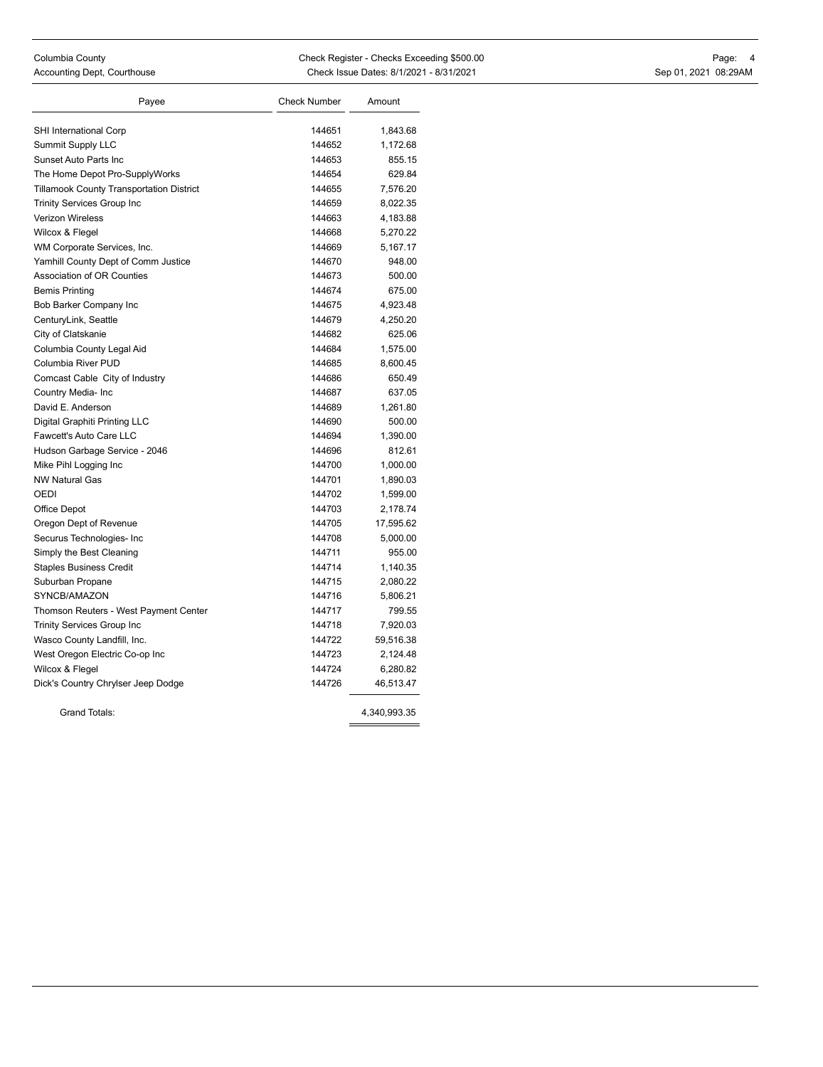| Payee | Check Number | Amount |
|---|---|---|
| SHI International Corp | 144651 | 1,843.68 |
| Summit Supply LLC | 144652 | 1,172.68 |
| Sunset Auto Parts Inc | 144653 | 855.15 |
| The Home Depot Pro-SupplyWorks | 144654 | 629.84 |
| Tillamook County Transportation District | 144655 | 7,576.20 |
| Trinity Services Group Inc | 144659 | 8,022.35 |
| Verizon Wireless | 144663 | 4,183.88 |
| Wilcox & Flegel | 144668 | 5,270.22 |
| WM Corporate Services, Inc. | 144669 | 5,167.17 |
| Yamhill County Dept of Comm Justice | 144670 | 948.00 |
| Association of OR Counties | 144673 | 500.00 |
| Bemis Printing | 144674 | 675.00 |
| Bob Barker Company Inc | 144675 | 4,923.48 |
| CenturyLink, Seattle | 144679 | 4,250.20 |
| City of Clatskanie | 144682 | 625.06 |
| Columbia County Legal Aid | 144684 | 1,575.00 |
| Columbia River PUD | 144685 | 8,600.45 |
| Comcast Cable City of Industry | 144686 | 650.49 |
| Country Media- Inc | 144687 | 637.05 |
| David E. Anderson | 144689 | 1,261.80 |
| Digital Graphiti Printing LLC | 144690 | 500.00 |
| Fawcett's Auto Care LLC | 144694 | 1,390.00 |
| Hudson Garbage Service - 2046 | 144696 | 812.61 |
| Mike Pihl Logging Inc | 144700 | 1,000.00 |
| NW Natural Gas | 144701 | 1,890.03 |
| OEDI | 144702 | 1,599.00 |
| Office Depot | 144703 | 2,178.74 |
| Oregon Dept of Revenue | 144705 | 17,595.62 |
| Securus Technologies- Inc | 144708 | 5,000.00 |
| Simply the Best Cleaning | 144711 | 955.00 |
| Staples Business Credit | 144714 | 1,140.35 |
| Suburban Propane | 144715 | 2,080.22 |
| SYNCB/AMAZON | 144716 | 5,806.21 |
| Thomson Reuters - West Payment Center | 144717 | 799.55 |
| Trinity Services Group Inc | 144718 | 7,920.03 |
| Wasco County Landfill, Inc. | 144722 | 59,516.38 |
| West Oregon Electric Co-op Inc | 144723 | 2,124.48 |
| Wilcox & Flegel | 144724 | 6,280.82 |
| Dick's Country Chrylser Jeep Dodge | 144726 | 46,513.47 |
| Grand Totals: | | 4,340,993.35 |